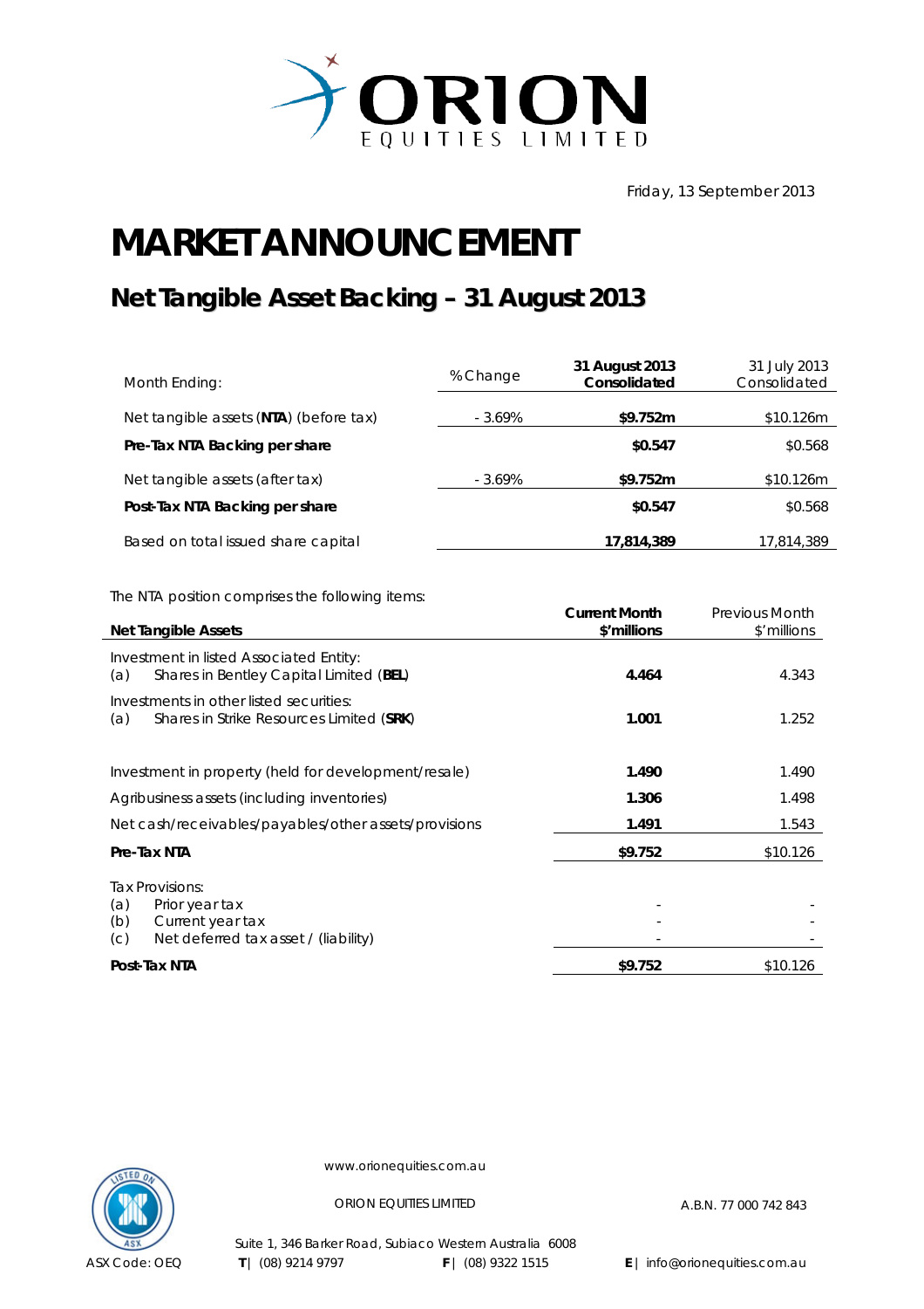ORION EQUITIES LIMITED

Friday, 13 September 2013

# MARKET ANNOUNCEMENT

## Net Tangible Asset Backing – 31 August 2013

| Month Ending: | % Change | **31 August 2013 Consolidated** | 31 July 2013 Consolidated |
|---|---|---|---|
| Net tangible assets (**NTA**) (before tax) | - 3.69% | **$9.752m** | $10.126m |
| **Pre-Tax NTA Backing per share** | | **$0.547** | $0.568 |
| Net tangible assets (after tax) | - 3.69% | **$9.752m** | $10.126m |
| **Post-Tax NTA Backing per share** | | **$0.547** | $0.568 |
| Based on total issued share capital | | **17,814,389** | 17,814,389 |

The NTA position comprises the following items:

| **Net Tangible Assets** | **Current Month $'millions** | Previous Month $'millions |
|---|---|---|
| Investment in listed Associated Entity: | | |
| (a) Shares in Bentley Capital Limited (**BEL**) | **4.464** | 4.343 |
| Investments in other listed securities: | | |
| (a) Shares in Strike Resources Limited (**SRK**) | **1.001** | 1.252 |
| Investment in property (held for development/resale) | **1.490** | 1.490 |
| Agribusiness assets (including inventories) | **1.306** | 1.498 |
| Net cash/receivables/payables/other assets/provisions | **1.491** | 1.543 |
| **Pre-Tax NTA** | **$9.752** | $10.126 |
| Tax Provisions: | | |
| (a) Prior year tax | - | - |
| (b) Current year tax | - | - |
| (c) Net deferred tax asset / (liability) | - | - |
| **Post-Tax NTA** | **$9.752** | $10.126 |

www.orionequities.com.au

ORION EQUITIES LIMITED A.B.N. 77 000 742 843

Suite 1, 346 Barker Road, Subiaco Western Australia 6008

ASX Code: OEQ **T** | (08) 9214 9797 **F** | (08) 9322 1515 **E** | info@orionequities.com.au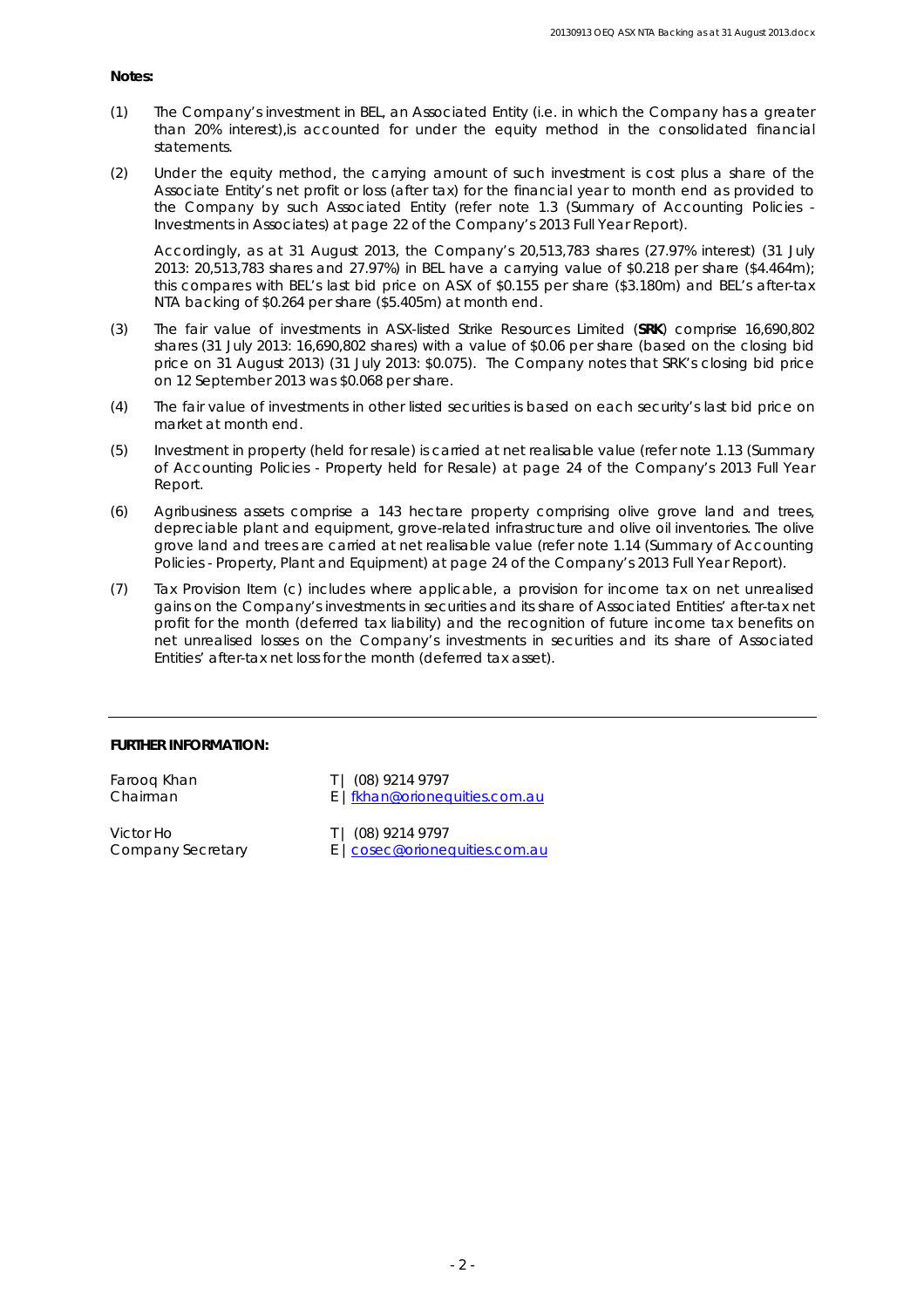**Notes:**

(1) The Company's investment in BEL, an Associated Entity (i.e. in which the Company has a greater than 20% interest),is accounted for under the equity method in the consolidated financial statements.

(2) Under the equity method, the carrying amount of such investment is cost plus a share of the Associate Entity's net profit or loss (after tax) for the financial year to month end as provided to the Company by such Associated Entity (refer note 1.3 (Summary of Accounting Policies - Investments in Associates) at page 22 of the Company's 2013 Full Year Report).

Accordingly, as at 31 August 2013, the Company's 20,513,783 shares (27.97% interest) (31 July 2013: 20,513,783 shares and 27.97%) in BEL have a carrying value of $0.218 per share ($4.464m); this compares with BEL's last bid price on ASX of $0.155 per share ($3.180m) and BEL's after-tax NTA backing of $0.264 per share ($5.405m) at month end.

(3) The fair value of investments in ASX-listed Strike Resources Limited (**SRK**) comprise 16,690,802 shares (31 July 2013: 16,690,802 shares) with a value of $0.06 per share (based on the closing bid price on 31 August 2013) (31 July 2013: $0.075). The Company notes that SRK's closing bid price on 12 September 2013 was $0.068 per share.

(4) The fair value of investments in other listed securities is based on each security's last bid price on market at month end.

(5) Investment in property (held for resale) is carried at net realisable value (refer note 1.13 (Summary of Accounting Policies - Property held for Resale) at page 24 of the Company's 2013 Full Year Report.

(6) Agribusiness assets comprise a 143 hectare property comprising olive grove land and trees, depreciable plant and equipment, grove-related infrastructure and olive oil inventories. The olive grove land and trees are carried at net realisable value (refer note 1.14 (Summary of Accounting Policies - Property, Plant and Equipment) at page 24 of the Company's 2013 Full Year Report).

(7) Tax Provision Item (c) includes where applicable, a provision for income tax on net unrealised gains on the Company's investments in securities and its share of Associated Entities' after-tax net profit for the month (deferred tax liability) and the recognition of future income tax benefits on net unrealised losses on the Company's investments in securities and its share of Associated Entities' after-tax net loss for the month (deferred tax asset).

---

**FURTHER INFORMATION:**

Farooq Khan
Chairman

T | (08) 9214 9797
E | fkhan@orionequities.com.au

Victor Ho
Company Secretary

T | (08) 9214 9797
E | cosec@orionequities.com.au